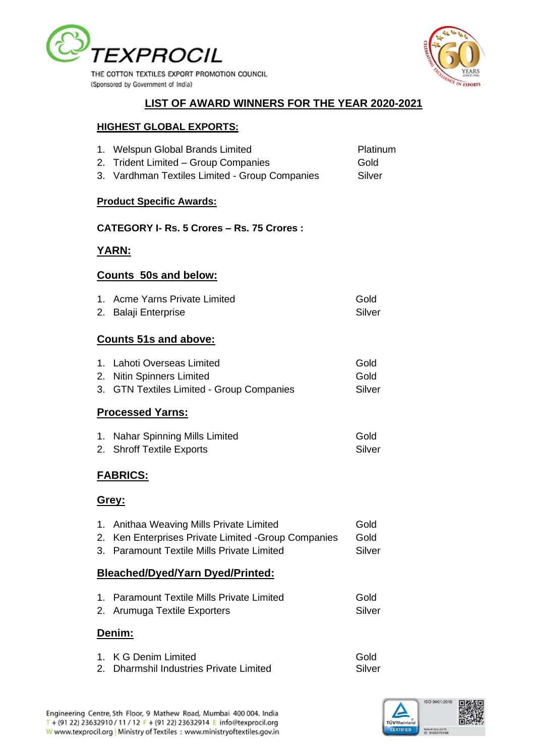TEXPROCIL

THE COTTON TEXTILES EXPORT PROMOTION COUNCIL
(Sponsored by Government of India)

# LIST OF AWARD WINNERS FOR THE YEAR 2020-2021

## HIGHEST GLOBAL EXPORTS:

| | Company | Award |
|---|---|---|
| 1. | Welspun Global Brands Limited | Platinum |
| 2. | Trident Limited – Group Companies | Gold |
| 3. | Vardhman Textiles Limited - Group Companies | Silver |

## Product Specific Awards:

### CATEGORY I- Rs. 5 Crores – Rs. 75 Crores :

### YARN:

#### Counts 50s and below:

| | Company | Award |
|---|---|---|
| 1. | Acme Yarns Private Limited | Gold |
| 2. | Balaji Enterprise | Silver |

#### Counts 51s and above:

| | Company | Award |
|---|---|---|
| 1. | Lahoti Overseas Limited | Gold |
| 2. | Nitin Spinners Limited | Gold |
| 3. | GTN Textiles Limited - Group Companies | Silver |

#### Processed Yarns:

| | Company | Award |
|---|---|---|
| 1. | Nahar Spinning Mills Limited | Gold |
| 2. | Shroff Textile Exports | Silver |

### FABRICS:

#### Grey:

| | Company | Award |
|---|---|---|
| 1. | Anithaa Weaving Mills Private Limited | Gold |
| 2. | Ken Enterprises Private Limited -Group Companies | Gold |
| 3. | Paramount Textile Mills Private Limited | Silver |

#### Bleached/Dyed/Yarn Dyed/Printed:

| | Company | Award |
|---|---|---|
| 1. | Paramount Textile Mills Private Limited | Gold |
| 2. | Arumuga Textile Exporters | Silver |

#### Denim:

| | Company | Award |
|---|---|---|
| 1. | K G Denim Limited | Gold |
| 2. | Dharmshil Industries Private Limited | Silver |

Engineering Centre, 5th Floor, 9 Mathew Road, Mumbai 400 004. India
T + (91 22) 23632910 / 11 / 12 F + (91 22) 23632914 E info@texprocil.org
W www.texprocil.org | Ministry of Textiles : www.ministryoftextiles.gov.in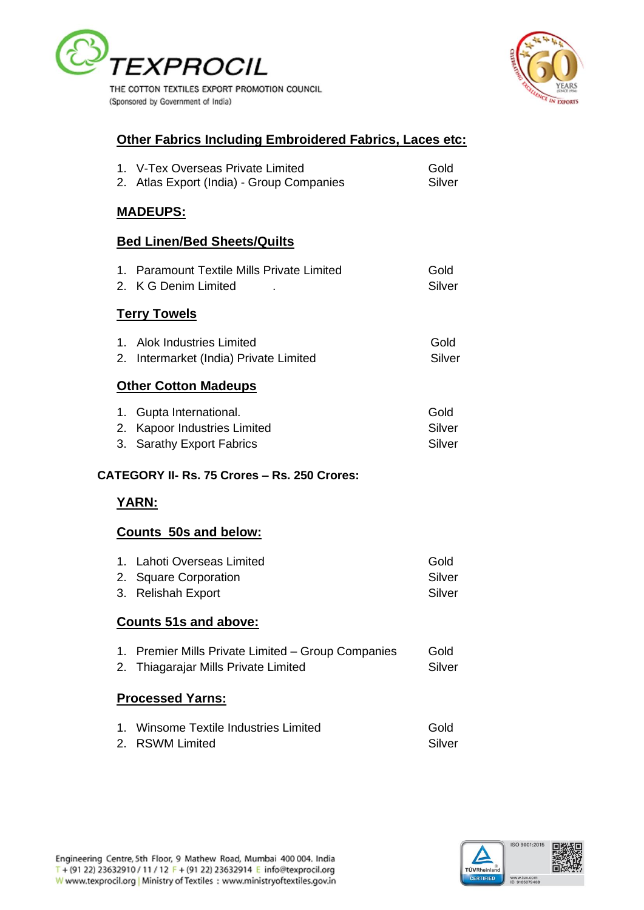### Other Fabrics Including Embroidered Fabrics, Laces etc:

| | Company | Award |
|---|---|---|
| 1. | V-Tex Overseas Private Limited | Gold |
| 2. | Atlas Export (India) - Group Companies | Silver |

## MADEUPS:

### Bed Linen/Bed Sheets/Quilts

| | Company | Award |
|---|---|---|
| 1. | Paramount Textile Mills Private Limited | Gold |
| 2. | K G Denim Limited . | Silver |

### Terry Towels

| | Company | Award |
|---|---|---|
| 1. | Alok Industries Limited | Gold |
| 2. | Intermarket (India) Private Limited | Silver |

### Other Cotton Madeups

| | Company | Award |
|---|---|---|
| 1. | Gupta International. | Gold |
| 2. | Kapoor Industries Limited | Silver |
| 3. | Sarathy Export Fabrics | Silver |

## CATEGORY II- Rs. 75 Crores – Rs. 250 Crores:

## YARN:

### Counts 50s and below:

| | Company | Award |
|---|---|---|
| 1. | Lahoti Overseas Limited | Gold |
| 2. | Square Corporation | Silver |
| 3. | Relishah Export | Silver |

### Counts 51s and above:

| | Company | Award |
|---|---|---|
| 1. | Premier Mills Private Limited – Group Companies | Gold |
| 2. | Thiagarajar Mills Private Limited | Silver |

### Processed Yarns:

| | Company | Award |
|---|---|---|
| 1. | Winsome Textile Industries Limited | Gold |
| 2. | RSWM Limited | Silver |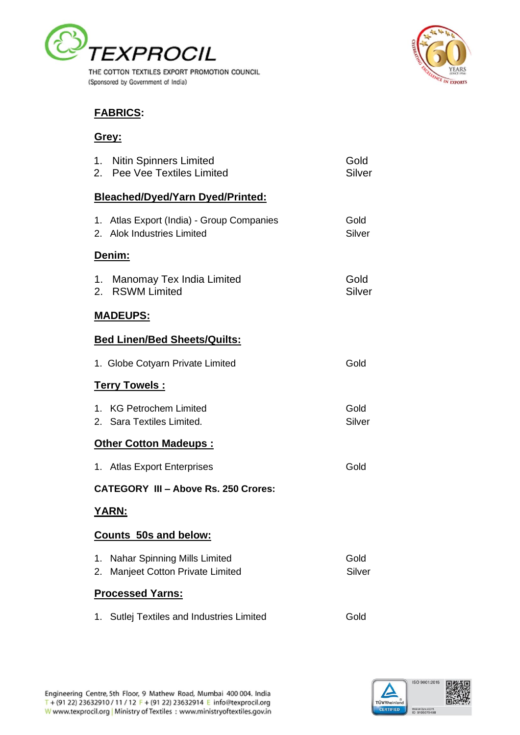**FABRICS:**

**Grey:**

1. Nitin Spinners Limited — Gold
2. Pee Vee Textiles Limited — Silver

**Bleached/Dyed/Yarn Dyed/Printed:**

1. Atlas Export (India) - Group Companies — Gold
2. Alok Industries Limited — Silver

**Denim:**

1. Manomay Tex India Limited — Gold
2. RSWM Limited — Silver

**MADEUPS:**

**Bed Linen/Bed Sheets/Quilts:**

1. Globe Cotyarn Private Limited — Gold

**Terry Towels :**

1. KG Petrochem Limited — Gold
2. Sara Textiles Limited. — Silver

**Other Cotton Madeups :**

1. Atlas Export Enterprises — Gold

**CATEGORY III – Above Rs. 250 Crores:**

**YARN:**

**Counts 50s and below:**

1. Nahar Spinning Mills Limited — Gold
2. Manjeet Cotton Private Limited — Silver

**Processed Yarns:**

1. Sutlej Textiles and Industries Limited — Gold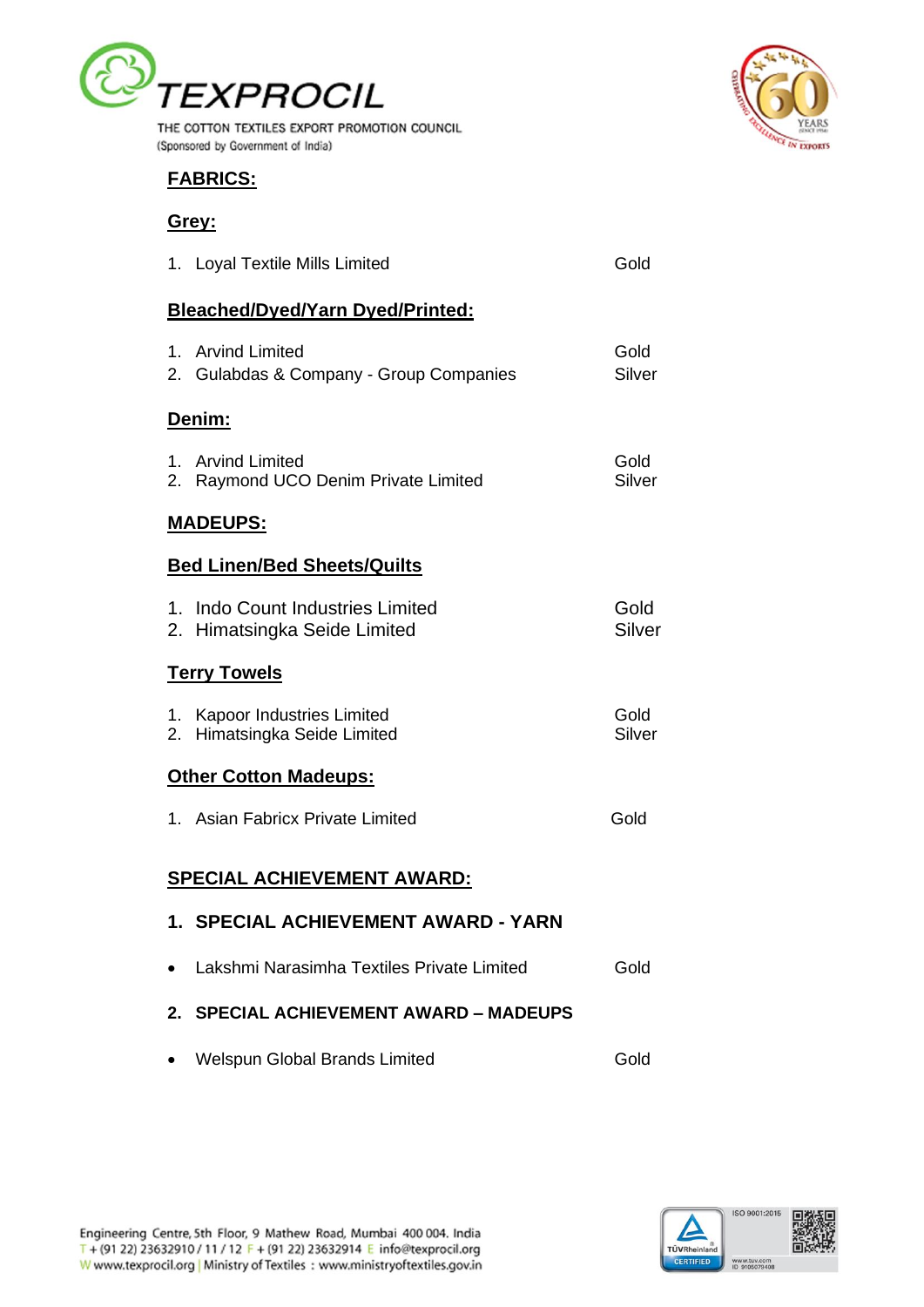## FABRICS:

### Grey:

1. Loyal Textile Mills Limited — Gold

### Bleached/Dyed/Yarn Dyed/Printed:

1. Arvind Limited — Gold
2. Gulabdas & Company - Group Companies — Silver

### Denim:

1. Arvind Limited — Gold
2. Raymond UCO Denim Private Limited — Silver

## MADEUPS:

### Bed Linen/Bed Sheets/Quilts

1. Indo Count Industries Limited — Gold
2. Himatsingka Seide Limited — Silver

### Terry Towels

1. Kapoor Industries Limited — Gold
2. Himatsingka Seide Limited — Silver

### Other Cotton Madeups:

1. Asian Fabricx Private Limited — Gold

## SPECIAL ACHIEVEMENT AWARD:

### 1. SPECIAL ACHIEVEMENT AWARD - YARN

- Lakshmi Narasimha Textiles Private Limited — Gold

### 2. SPECIAL ACHIEVEMENT AWARD – MADEUPS

- Welspun Global Brands Limited — Gold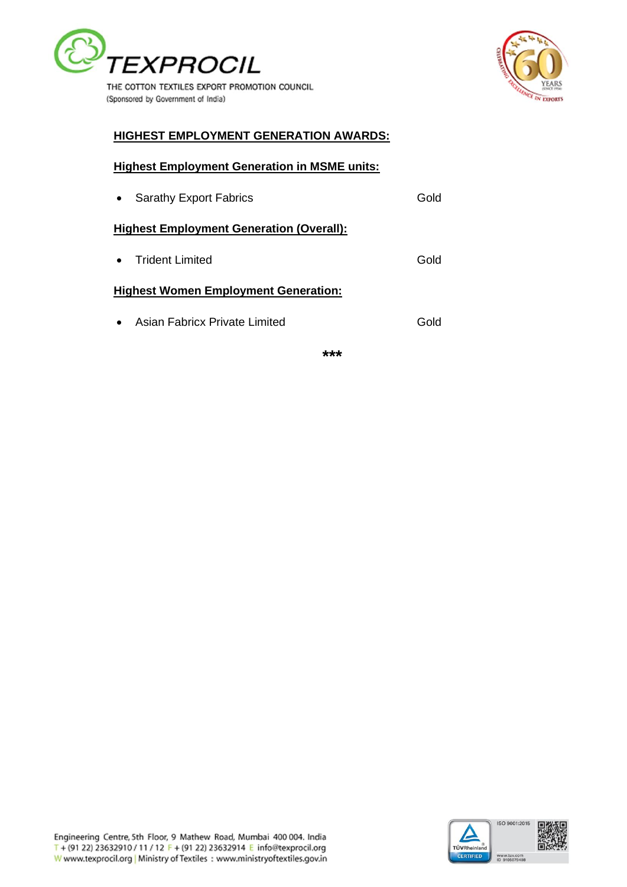## HIGHEST EMPLOYMENT GENERATION AWARDS:

### Highest Employment Generation in MSME units:

- Sarathy Export Fabrics — Gold

### Highest Employment Generation (Overall):

- Trident Limited — Gold

### Highest Women Employment Generation:

- Asian Fabricx Private Limited — Gold

***